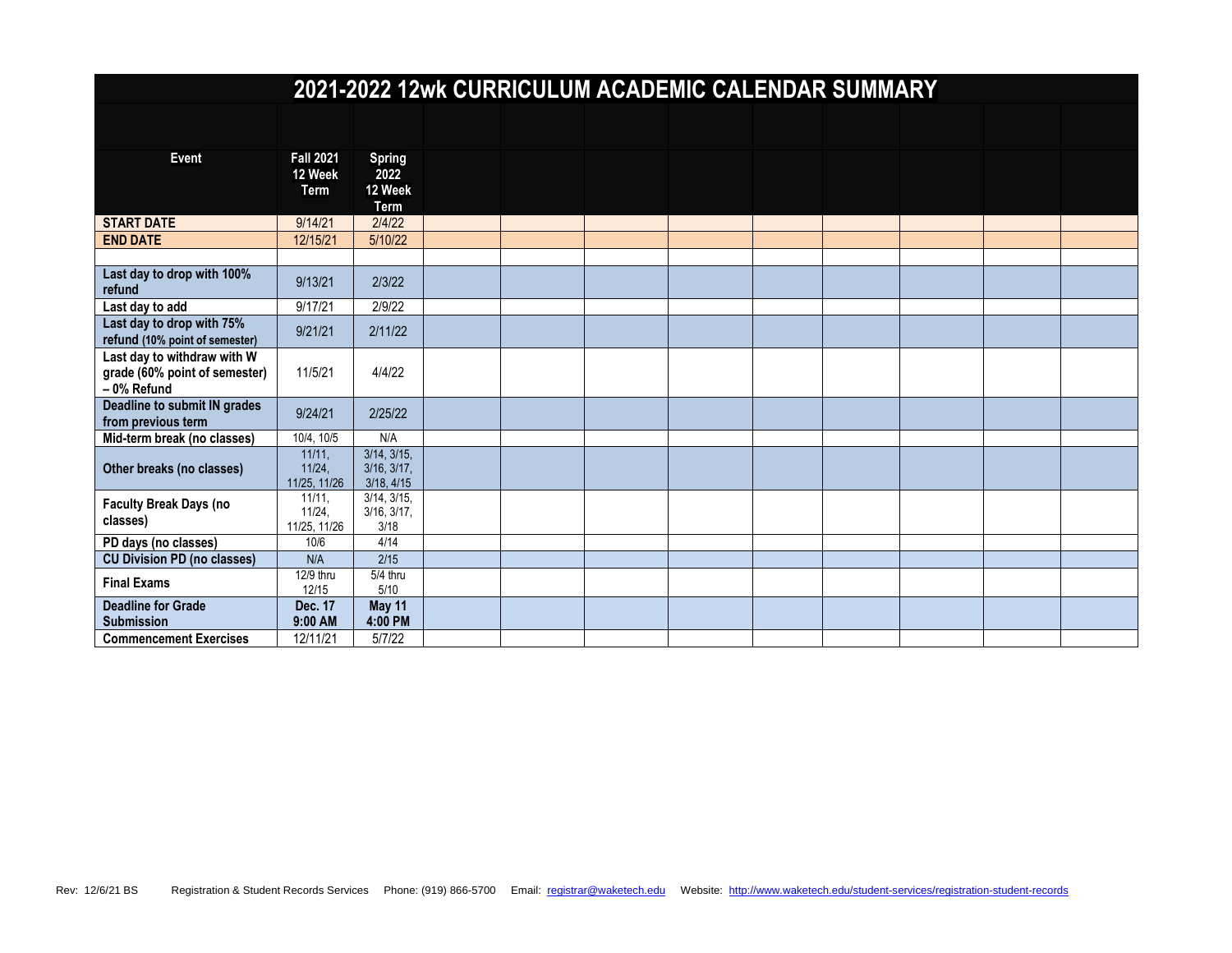# 2021-2022 12wk CURRICULUM ACADEMIC CALENDAR SUMMARY

| Event | Fall 2021 12 Week Term | Spring 2022 12 Week Term | | | | | | | | | |
|---|---|---|---|---|---|---|---|---|---|---|---|
| **START DATE** | 9/14/21 | 2/4/22 | | | | | | | | | |
| **END DATE** | 12/15/21 | 5/10/22 | | | | | | | | | |
| | | | | | | | | | | | |
| **Last day to drop with 100% refund** | 9/13/21 | 2/3/22 | | | | | | | | | |
| **Last day to add** | 9/17/21 | 2/9/22 | | | | | | | | | |
| **Last day to drop with 75% refund (10% point of semester)** | 9/21/21 | 2/11/22 | | | | | | | | | |
| **Last day to withdraw with W grade (60% point of semester) – 0% Refund** | 11/5/21 | 4/4/22 | | | | | | | | | |
| **Deadline to submit IN grades from previous term** | 9/24/21 | 2/25/22 | | | | | | | | | |
| **Mid-term break (no classes)** | 10/4, 10/5 | N/A | | | | | | | | | |
| **Other breaks (no classes)** | 11/11, 11/24, 11/25, 11/26 | 3/14, 3/15, 3/16, 3/17, 3/18, 4/15 | | | | | | | | | |
| **Faculty Break Days (no classes)** | 11/11, 11/24, 11/25, 11/26 | 3/14, 3/15, 3/16, 3/17, 3/18 | | | | | | | | | |
| **PD days (no classes)** | 10/6 | 4/14 | | | | | | | | | |
| **CU Division PD (no classes)** | N/A | 2/15 | | | | | | | | | |
| **Final Exams** | 12/9 thru 12/15 | 5/4 thru 5/10 | | | | | | | | | |
| **Deadline for Grade Submission** | **Dec. 17 9:00 AM** | **May 11 4:00 PM** | | | | | | | | | |
| **Commencement Exercises** | 12/11/21 | 5/7/22 | | | | | | | | | |

Rev: 12/6/21 BS Registration & Student Records Services Phone: (919) 866-5700 Email: registrar@waketech.edu Website: http://www.waketech.edu/student-services/registration-student-records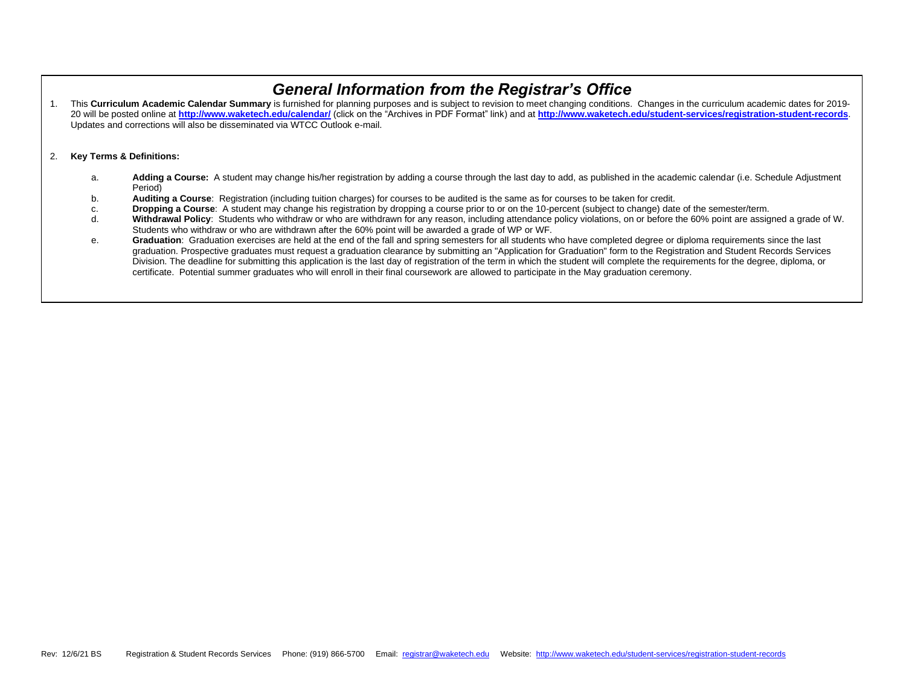# *General Information from the Registrar's Office*

1. This **Curriculum Academic Calendar Summary** is furnished for planning purposes and is subject to revision to meet changing conditions. Changes in the curriculum academic dates for 2019-20 will be posted online at **http://www.waketech.edu/calendar/** (click on the "Archives in PDF Format" link) and at **http://www.waketech.edu/student-services/registration-student-records**. Updates and corrections will also be disseminated via WTCC Outlook e-mail.

2. **Key Terms & Definitions:**

   a. **Adding a Course:** A student may change his/her registration by adding a course through the last day to add, as published in the academic calendar (i.e. Schedule Adjustment Period)

   b. **Auditing a Course**: Registration (including tuition charges) for courses to be audited is the same as for courses to be taken for credit.

   c. **Dropping a Course**: A student may change his registration by dropping a course prior to or on the 10-percent (subject to change) date of the semester/term.

   d. **Withdrawal Policy**: Students who withdraw or who are withdrawn for any reason, including attendance policy violations, on or before the 60% point are assigned a grade of W. Students who withdraw or who are withdrawn after the 60% point will be awarded a grade of WP or WF.

   e. **Graduation**: Graduation exercises are held at the end of the fall and spring semesters for all students who have completed degree or diploma requirements since the last graduation. Prospective graduates must request a graduation clearance by submitting an "Application for Graduation" form to the Registration and Student Records Services Division. The deadline for submitting this application is the last day of registration of the term in which the student will complete the requirements for the degree, diploma, or certificate. Potential summer graduates who will enroll in their final coursework are allowed to participate in the May graduation ceremony.

Rev: 12/6/21 BS Registration & Student Records Services Phone: (919) 866-5700 Email: registrar@waketech.edu Website: http://www.waketech.edu/student-services/registration-student-records